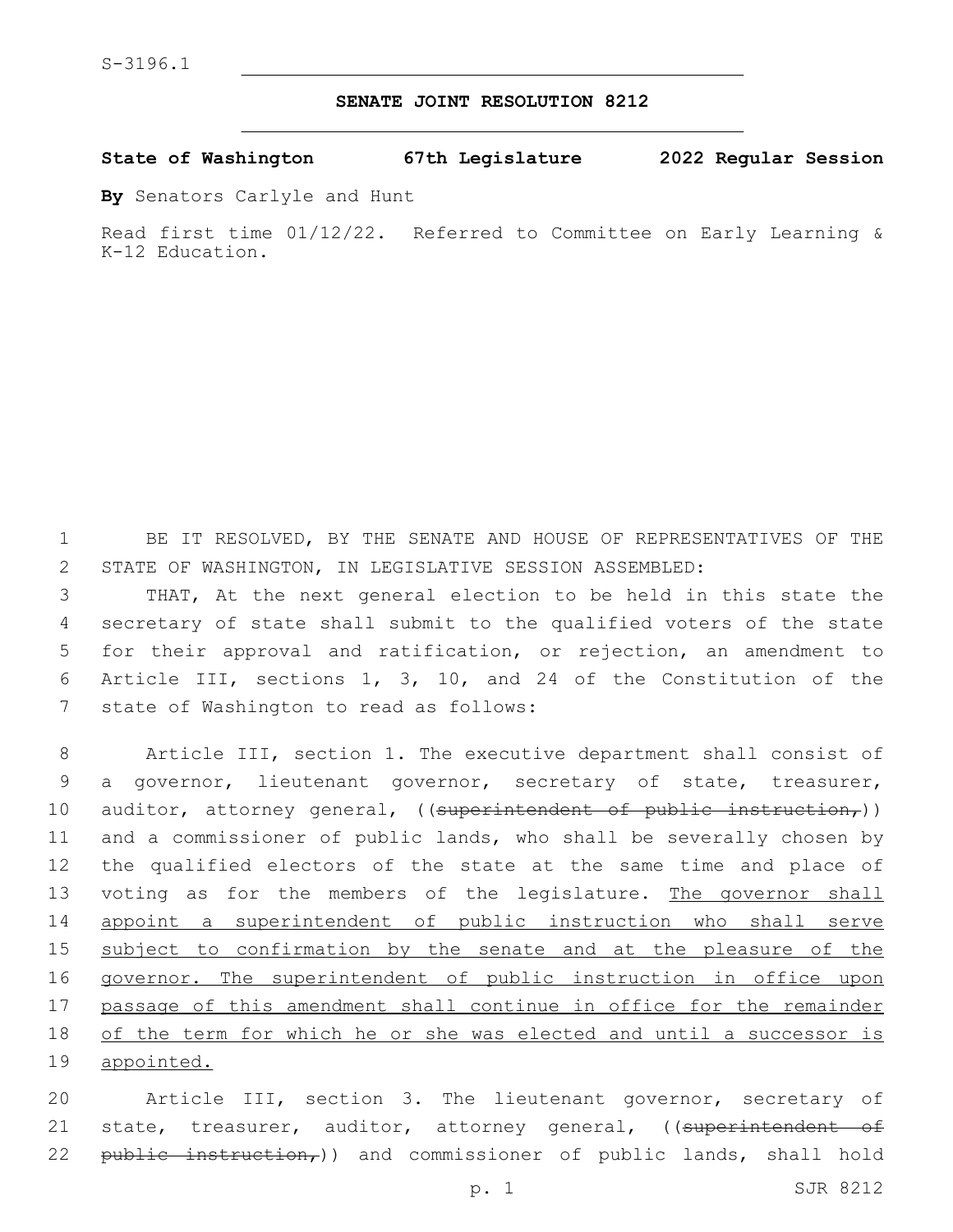S-3196.1

# SENATE JOINT RESOLUTION 8212

**State of Washington 67th Legislature 2022 Regular Session**

**By** Senators Carlyle and Hunt

Read first time 01/12/22. Referred to Committee on Early Learning & K-12 Education.

BE IT RESOLVED, BY THE SENATE AND HOUSE OF REPRESENTATIVES OF THE STATE OF WASHINGTON, IN LEGISLATIVE SESSION ASSEMBLED:

THAT, At the next general election to be held in this state the secretary of state shall submit to the qualified voters of the state for their approval and ratification, or rejection, an amendment to Article III, sections 1, 3, 10, and 24 of the Constitution of the state of Washington to read as follows:

Article III, section 1. The executive department shall consist of a governor, lieutenant governor, secretary of state, treasurer, auditor, attorney general, ((~~superintendent of public instruction,~~)) and a commissioner of public lands, who shall be severally chosen by the qualified electors of the state at the same time and place of voting as for the members of the legislature. <u>The governor shall appoint a superintendent of public instruction who shall serve subject to confirmation by the senate and at the pleasure of the governor. The superintendent of public instruction in office upon passage of this amendment shall continue in office for the remainder of the term for which he or she was elected and until a successor is appointed.</u>

Article III, section 3. The lieutenant governor, secretary of state, treasurer, auditor, attorney general, ((~~superintendent of public instruction,~~)) and commissioner of public lands, shall hold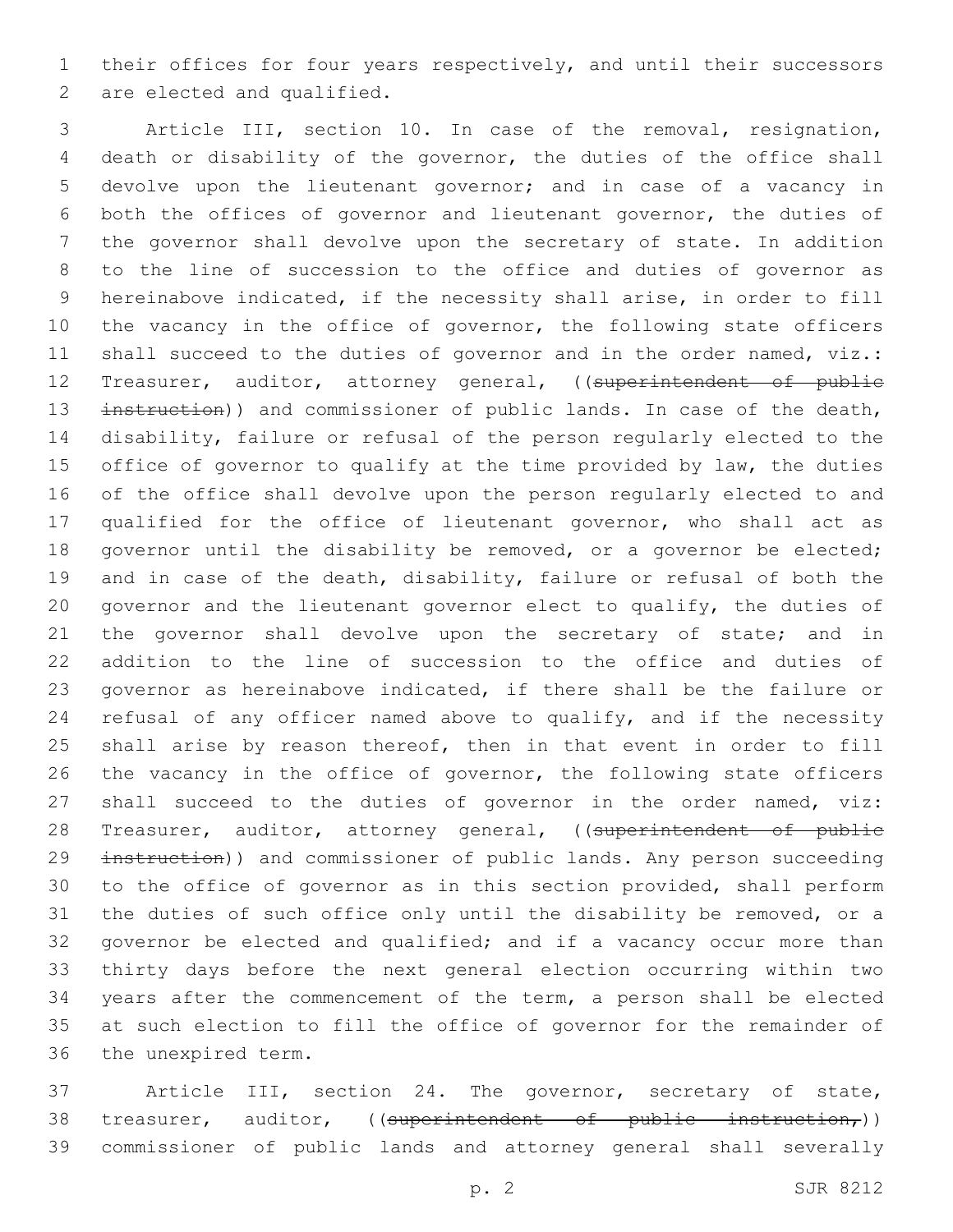their offices for four years respectively, and until their successors are elected and qualified.

Article III, section 10. In case of the removal, resignation, death or disability of the governor, the duties of the office shall devolve upon the lieutenant governor; and in case of a vacancy in both the offices of governor and lieutenant governor, the duties of the governor shall devolve upon the secretary of state. In addition to the line of succession to the office and duties of governor as hereinabove indicated, if the necessity shall arise, in order to fill the vacancy in the office of governor, the following state officers shall succeed to the duties of governor and in the order named, viz.: Treasurer, auditor, attorney general, ((~~superintendent of public instruction~~)) and commissioner of public lands. In case of the death, disability, failure or refusal of the person regularly elected to the office of governor to qualify at the time provided by law, the duties of the office shall devolve upon the person regularly elected to and qualified for the office of lieutenant governor, who shall act as governor until the disability be removed, or a governor be elected; and in case of the death, disability, failure or refusal of both the governor and the lieutenant governor elect to qualify, the duties of the governor shall devolve upon the secretary of state; and in addition to the line of succession to the office and duties of governor as hereinabove indicated, if there shall be the failure or refusal of any officer named above to qualify, and if the necessity shall arise by reason thereof, then in that event in order to fill the vacancy in the office of governor, the following state officers shall succeed to the duties of governor in the order named, viz: Treasurer, auditor, attorney general, ((~~superintendent of public instruction~~)) and commissioner of public lands. Any person succeeding to the office of governor as in this section provided, shall perform the duties of such office only until the disability be removed, or a governor be elected and qualified; and if a vacancy occur more than thirty days before the next general election occurring within two years after the commencement of the term, a person shall be elected at such election to fill the office of governor for the remainder of the unexpired term.

Article III, section 24. The governor, secretary of state, treasurer, auditor, ((~~superintendent of public instruction,~~)) commissioner of public lands and attorney general shall severally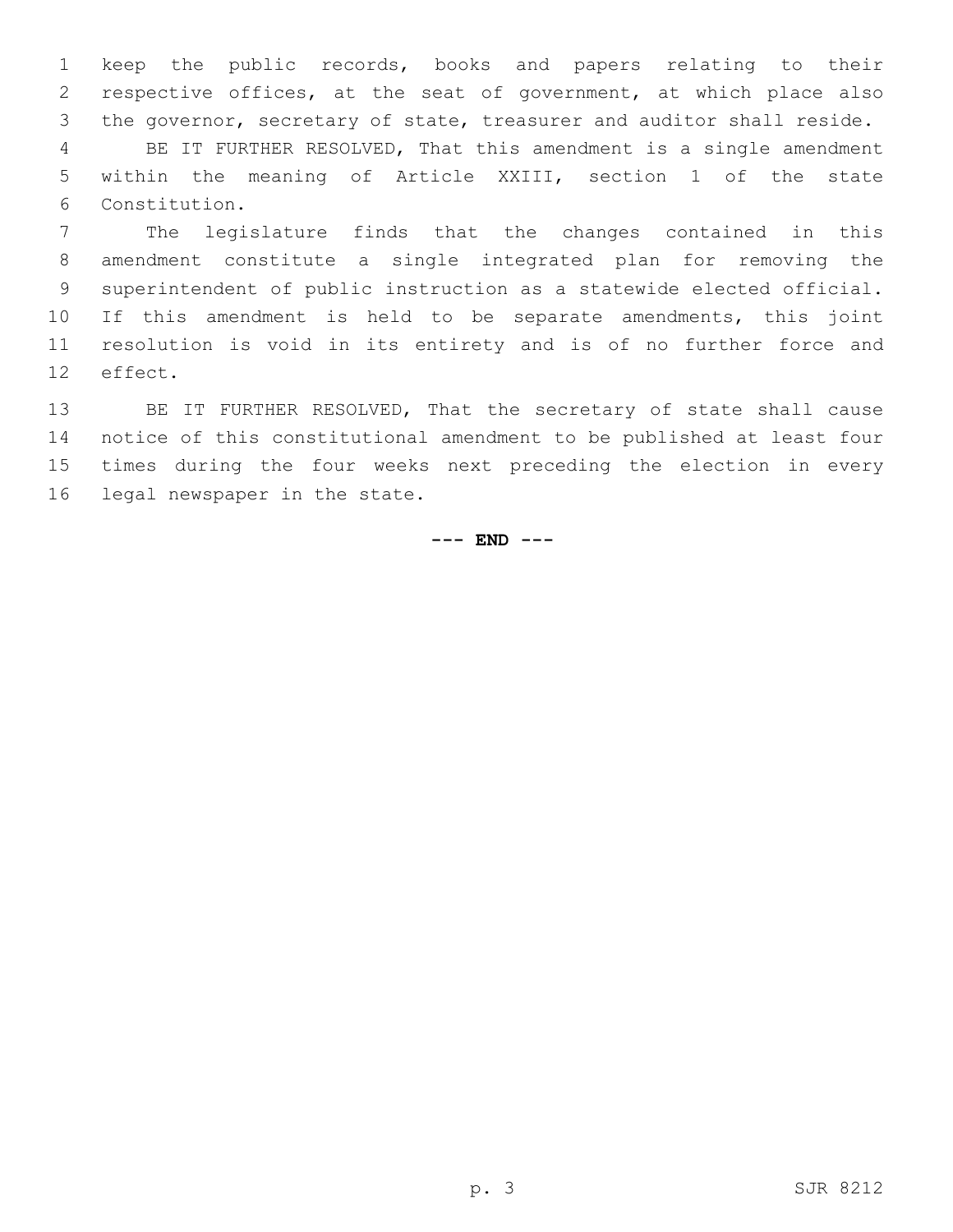keep the public records, books and papers relating to their respective offices, at the seat of government, at which place also the governor, secretary of state, treasurer and auditor shall reside.

BE IT FURTHER RESOLVED, That this amendment is a single amendment within the meaning of Article XXIII, section 1 of the state Constitution.

The legislature finds that the changes contained in this amendment constitute a single integrated plan for removing the superintendent of public instruction as a statewide elected official. If this amendment is held to be separate amendments, this joint resolution is void in its entirety and is of no further force and effect.

BE IT FURTHER RESOLVED, That the secretary of state shall cause notice of this constitutional amendment to be published at least four times during the four weeks next preceding the election in every legal newspaper in the state.

**--- END ---**